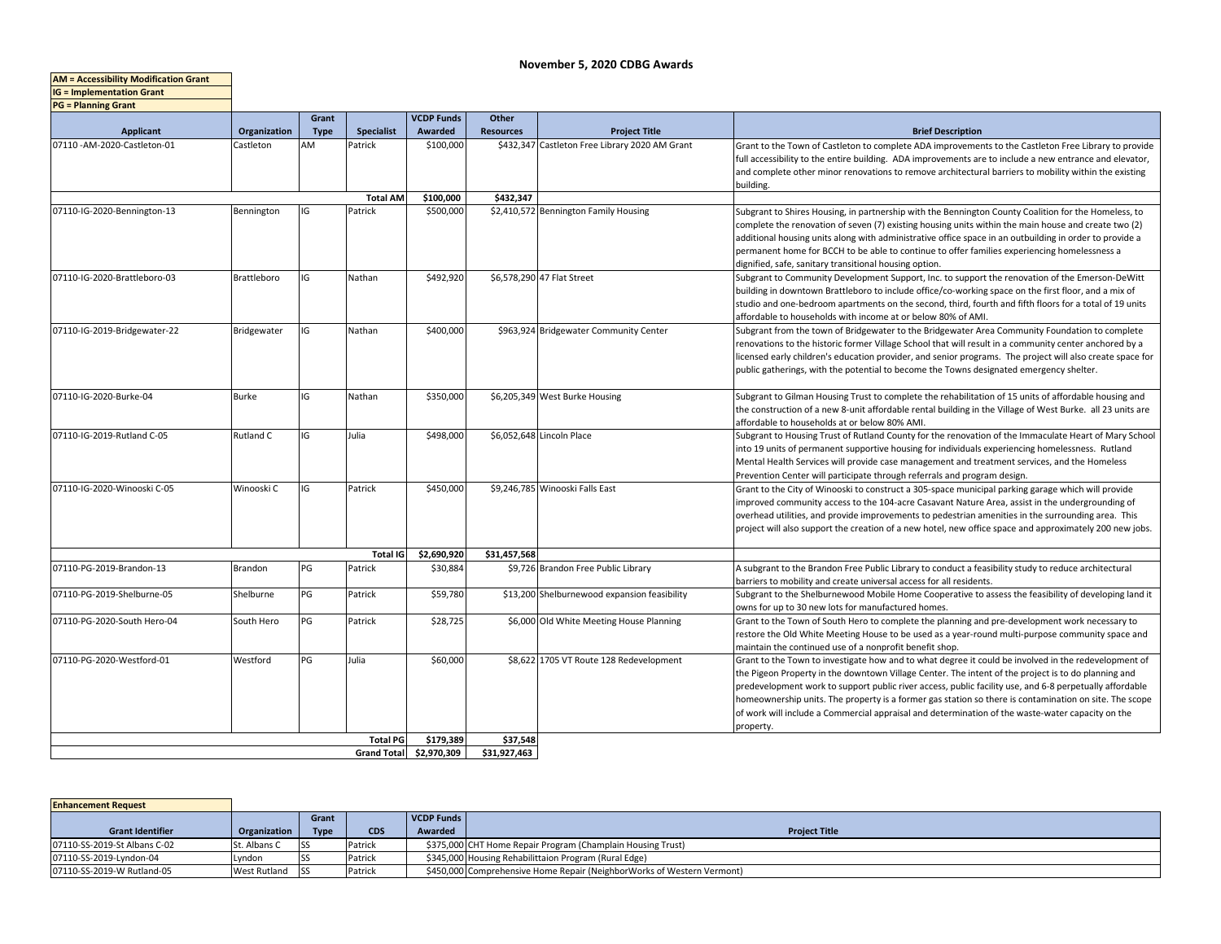# November 5, 2020 CDBG Awards

**AM = Accessibility Modification Grant**
**IG = Implementation Grant**
**PG = Planning Grant**

| Applicant | Organization | Grant Type | Specialist | VCDP Funds Awarded | Other Resources | Project Title | Brief Description |
|---|---|---|---|---|---|---|---|
| 07110 -AM-2020-Castleton-01 | Castleton | AM | Patrick | $100,000 | $432,347 | Castleton Free Library 2020 AM Grant | Grant to the Town of Castleton to complete ADA improvements to the Castleton Free Library to provide full accessibility to the entire building. ADA improvements are to include a new entrance and elevator, and complete other minor renovations to remove architectural barriers to mobility within the existing building. |
| | | | **Total AM** | **$100,000** | **$432,347** | | |
| 07110-IG-2020-Bennington-13 | Bennington | IG | Patrick | $500,000 | $2,410,572 | Bennington Family Housing | Subgrant to Shires Housing, in partnership with the Bennington County Coalition for the Homeless, to complete the renovation of seven (7) existing housing units within the main house and create two (2) additional housing units along with administrative office space in an outbuilding in order to provide a permanent home for BCCH to be able to continue to offer families experiencing homelessness a dignified, safe, sanitary transitional housing option. |
| 07110-IG-2020-Brattleboro-03 | Brattleboro | IG | Nathan | $492,920 | $6,578,290 | 47 Flat Street | Subgrant to Community Development Support, Inc. to support the renovation of the Emerson-DeWitt building in downtown Brattleboro to include office/co-working space on the first floor, and a mix of studio and one-bedroom apartments on the second, third, fourth and fifth floors for a total of 19 units affordable to households with income at or below 80% of AMI. |
| 07110-IG-2019-Bridgewater-22 | Bridgewater | IG | Nathan | $400,000 | $963,924 | Bridgewater Community Center | Subgrant from the town of Bridgewater to the Bridgewater Area Community Foundation to complete renovations to the historic former Village School that will result in a community center anchored by a licensed early children's education provider, and senior programs. The project will also create space for public gatherings, with the potential to become the Towns designated emergency shelter. |
| 07110-IG-2020-Burke-04 | Burke | IG | Nathan | $350,000 | $6,205,349 | West Burke Housing | Subgrant to Gilman Housing Trust to complete the rehabilitation of 15 units of affordable housing and the construction of a new 8-unit affordable rental building in the Village of West Burke. all 23 units are affordable to households at or below 80% AMI. |
| 07110-IG-2019-Rutland C-05 | Rutland C | IG | Julia | $498,000 | $6,052,648 | Lincoln Place | Subgrant to Housing Trust of Rutland County for the renovation of the Immaculate Heart of Mary School into 19 units of permanent supportive housing for individuals experiencing homelessness. Rutland Mental Health Services will provide case management and treatment services, and the Homeless Prevention Center will participate through referrals and program design. |
| 07110-IG-2020-Winooski C-05 | Winooski C | IG | Patrick | $450,000 | $9,246,785 | Winooski Falls East | Grant to the City of Winooski to construct a 305-space municipal parking garage which will provide improved community access to the 104-acre Casavant Nature Area, assist in the undergrounding of overhead utilities, and provide improvements to pedestrian amenities in the surrounding area. This project will also support the creation of a new hotel, new office space and approximately 200 new jobs. |
| | | | **Total IG** | **$2,690,920** | **$31,457,568** | | |
| 07110-PG-2019-Brandon-13 | Brandon | PG | Patrick | $30,884 | $9,726 | Brandon Free Public Library | A subgrant to the Brandon Free Public Library to conduct a feasibility study to reduce architectural barriers to mobility and create universal access for all residents. |
| 07110-PG-2019-Shelburne-05 | Shelburne | PG | Patrick | $59,780 | $13,200 | Shelburnewood expansion feasibility | Subgrant to the Shelburnewood Mobile Home Cooperative to assess the feasibility of developing land it owns for up to 30 new lots for manufactured homes. |
| 07110-PG-2020-South Hero-04 | South Hero | PG | Patrick | $28,725 | $6,000 | Old White Meeting House Planning | Grant to the Town of South Hero to complete the planning and pre-development work necessary to restore the Old White Meeting House to be used as a year-round multi-purpose community space and maintain the continued use of a nonprofit benefit shop. |
| 07110-PG-2020-Westford-01 | Westford | PG | Julia | $60,000 | $8,622 | 1705 VT Route 128 Redevelopment | Grant to the Town to investigate how and to what degree it could be involved in the redevelopment of the Pigeon Property in the downtown Village Center. The intent of the project is to do planning and predevelopment work to support public river access, public facility use, and 6-8 perpetually affordable homeownership units. The property is a former gas station so there is contamination on site. The scope of work will include a Commercial appraisal and determination of the waste-water capacity on the property. |
| | | | **Total PG** | **$179,389** | **$37,548** | | |
| | | | **Grand Total** | **$2,970,309** | **$31,927,463** | | |

**Enhancement Request**

| Grant Identifier | Organization | Grant Type | CDS | VCDP Funds Awarded | Project Title |
|---|---|---|---|---|---|
| 07110-SS-2019-St Albans C-02 | St. Albans C | SS | Patrick | $375,000 | CHT Home Repair Program (Champlain Housing Trust) |
| 07110-SS-2019-Lyndon-04 | Lyndon | SS | Patrick | $345,000 | Housing Rehabilittaion Program (Rural Edge) |
| 07110-SS-2019-W Rutland-05 | West Rutland | SS | Patrick | $450,000 | Comprehensive Home Repair (NeighborWorks of Western Vermont) |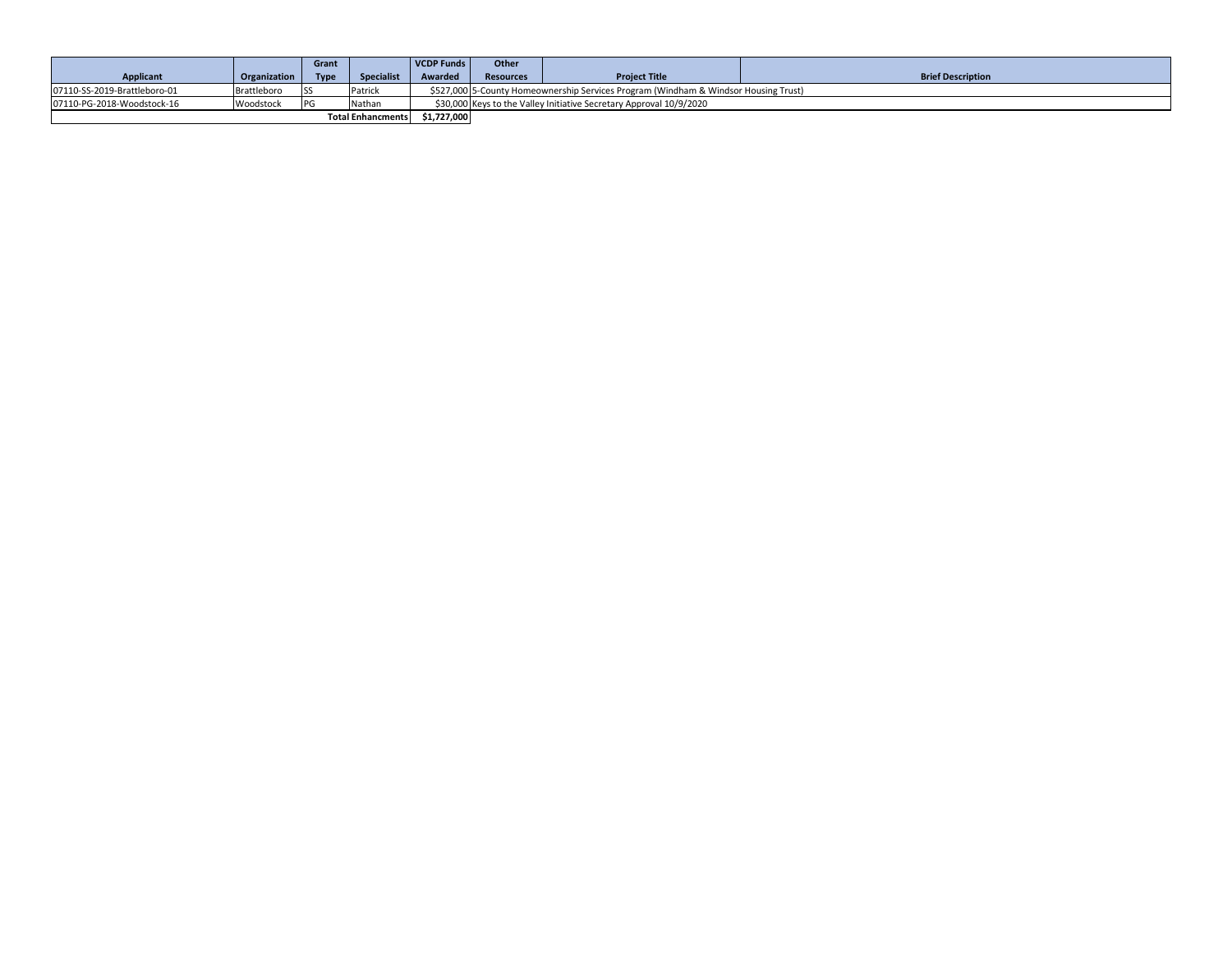| Applicant | Organization | Grant Type | Specialist | VCDP Funds Awarded | Other Resources | Project Title | Brief Description |
|---|---|---|---|---|---|---|---|
| 07110-SS-2019-Brattleboro-01 | Brattleboro | SS | Patrick | $527,000 | | 5-County Homeownership Services Program (Windham & Windsor Housing Trust) | |
| 07110-PG-2018-Woodstock-16 | Woodstock | PG | Nathan | $30,000 | | Keys to the Valley Initiative Secretary Approval 10/9/2020 | |
| | | | Total Enhancments | $1,727,000 | | | |